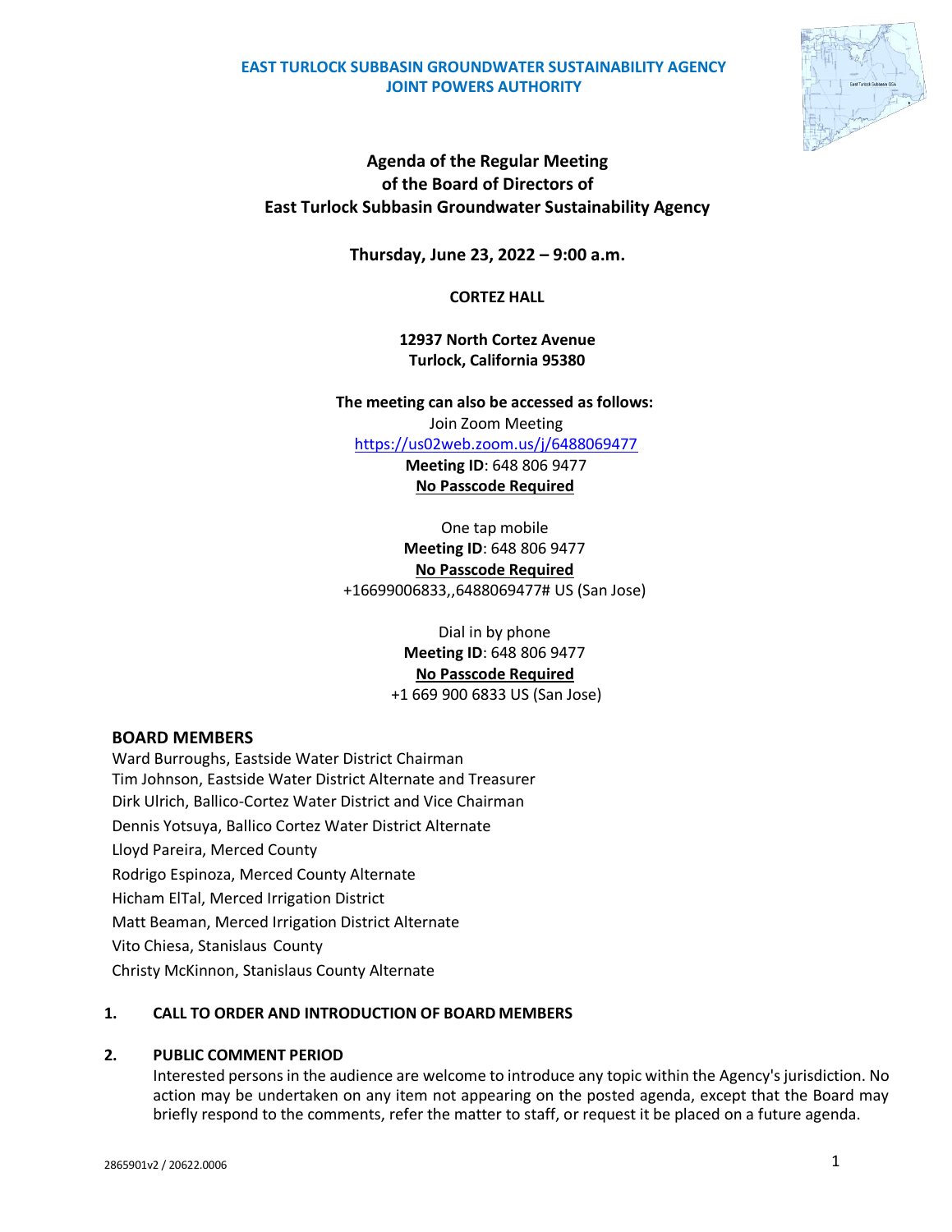**EAST TURLOCK SUBBASIN GROUNDWATER SUSTAINABILITY AGENCY**
**JOINT POWERS AUTHORITY**

# Agenda of the Regular Meeting of the Board of Directors of East Turlock Subbasin Groundwater Sustainability Agency

**Thursday, June 23, 2022 – 9:00 a.m.**

**CORTEZ HALL**

**12937 North Cortez Avenue**
**Turlock, California 95380**

**The meeting can also be accessed as follows:**
Join Zoom Meeting
https://us02web.zoom.us/j/6488069477
**Meeting ID**: 648 806 9477
**No Passcode Required**

One tap mobile
**Meeting ID**: 648 806 9477
**No Passcode Required**
+16699006833,,6488069477# US (San Jose)

Dial in by phone
**Meeting ID**: 648 806 9477
**No Passcode Required**
+1 669 900 6833 US (San Jose)

## BOARD MEMBERS

Ward Burroughs, Eastside Water District Chairman
Tim Johnson, Eastside Water District Alternate and Treasurer
Dirk Ulrich, Ballico-Cortez Water District and Vice Chairman
Dennis Yotsuya, Ballico Cortez Water District Alternate
Lloyd Pareira, Merced County
Rodrigo Espinoza, Merced County Alternate
Hicham ElTal, Merced Irrigation District
Matt Beaman, Merced Irrigation District Alternate
Vito Chiesa, Stanislaus County
Christy McKinnon, Stanislaus County Alternate

**1. CALL TO ORDER AND INTRODUCTION OF BOARD MEMBERS**

**2. PUBLIC COMMENT PERIOD**

Interested persons in the audience are welcome to introduce any topic within the Agency's jurisdiction. No action may be undertaken on any item not appearing on the posted agenda, except that the Board may briefly respond to the comments, refer the matter to staff, or request it be placed on a future agenda.

2865901v2 / 20622.0006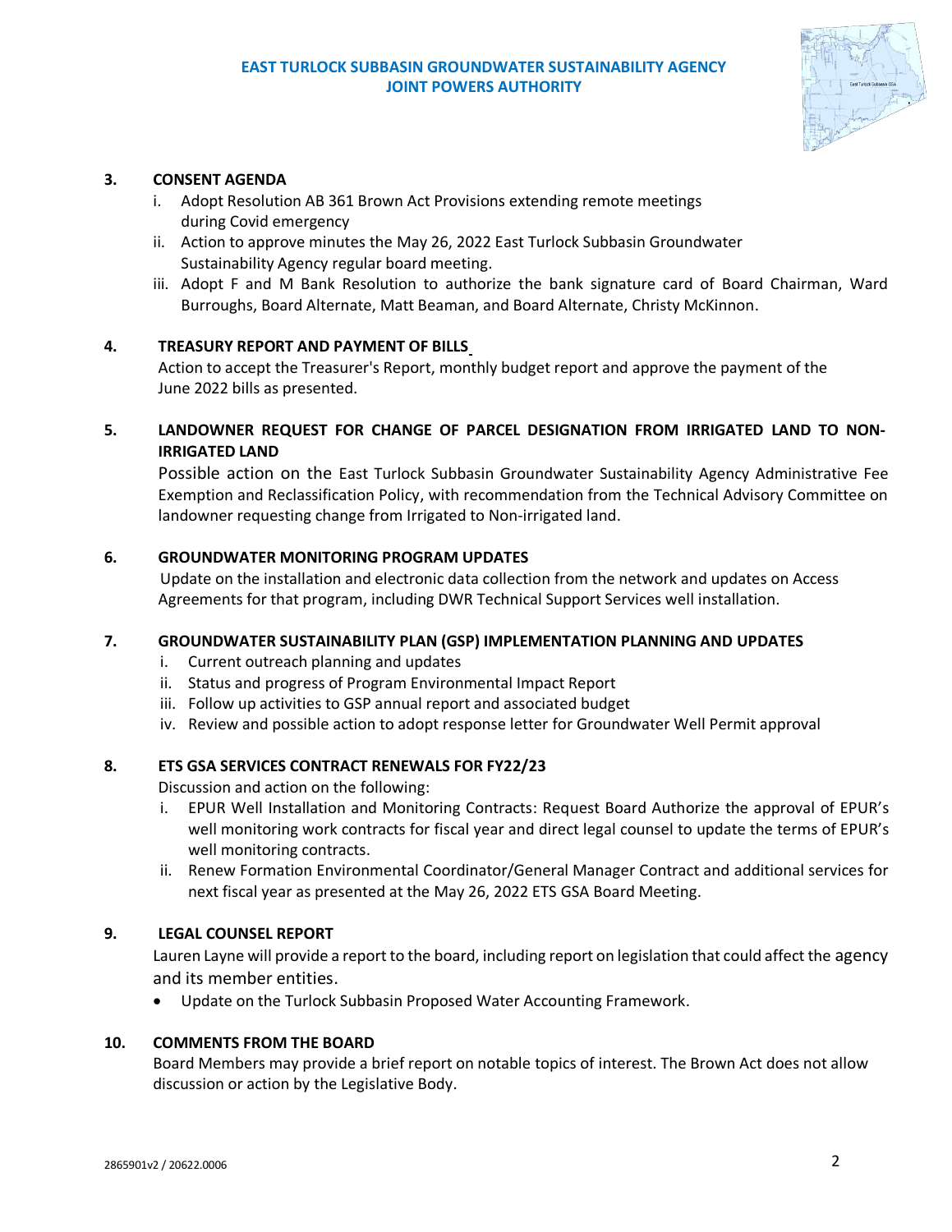**EAST TURLOCK SUBBASIN GROUNDWATER SUSTAINABILITY AGENCY**
**JOINT POWERS AUTHORITY**

**3. CONSENT AGENDA**

i. Adopt Resolution AB 361 Brown Act Provisions extending remote meetings during Covid emergency

ii. Action to approve minutes the May 26, 2022 East Turlock Subbasin Groundwater Sustainability Agency regular board meeting.

iii. Adopt F and M Bank Resolution to authorize the bank signature card of Board Chairman, Ward Burroughs, Board Alternate, Matt Beaman, and Board Alternate, Christy McKinnon.

**4. TREASURY REPORT AND PAYMENT OF BILLS**

Action to accept the Treasurer's Report, monthly budget report and approve the payment of the June 2022 bills as presented.

**5. LANDOWNER REQUEST FOR CHANGE OF PARCEL DESIGNATION FROM IRRIGATED LAND TO NON-IRRIGATED LAND**

Possible action on the East Turlock Subbasin Groundwater Sustainability Agency Administrative Fee Exemption and Reclassification Policy, with recommendation from the Technical Advisory Committee on landowner requesting change from Irrigated to Non-irrigated land.

**6. GROUNDWATER MONITORING PROGRAM UPDATES**

Update on the installation and electronic data collection from the network and updates on Access Agreements for that program, including DWR Technical Support Services well installation.

**7. GROUNDWATER SUSTAINABILITY PLAN (GSP) IMPLEMENTATION PLANNING AND UPDATES**

i. Current outreach planning and updates

ii. Status and progress of Program Environmental Impact Report

iii. Follow up activities to GSP annual report and associated budget

iv. Review and possible action to adopt response letter for Groundwater Well Permit approval

**8. ETS GSA SERVICES CONTRACT RENEWALS FOR FY22/23**

Discussion and action on the following:

i. EPUR Well Installation and Monitoring Contracts: Request Board Authorize the approval of EPUR's well monitoring work contracts for fiscal year and direct legal counsel to update the terms of EPUR's well monitoring contracts.

ii. Renew Formation Environmental Coordinator/General Manager Contract and additional services for next fiscal year as presented at the May 26, 2022 ETS GSA Board Meeting.

**9. LEGAL COUNSEL REPORT**

Lauren Layne will provide a report to the board, including report on legislation that could affect the agency and its member entities.

- Update on the Turlock Subbasin Proposed Water Accounting Framework.

**10. COMMENTS FROM THE BOARD**

Board Members may provide a brief report on notable topics of interest. The Brown Act does not allow discussion or action by the Legislative Body.

2865901v2 / 20622.0006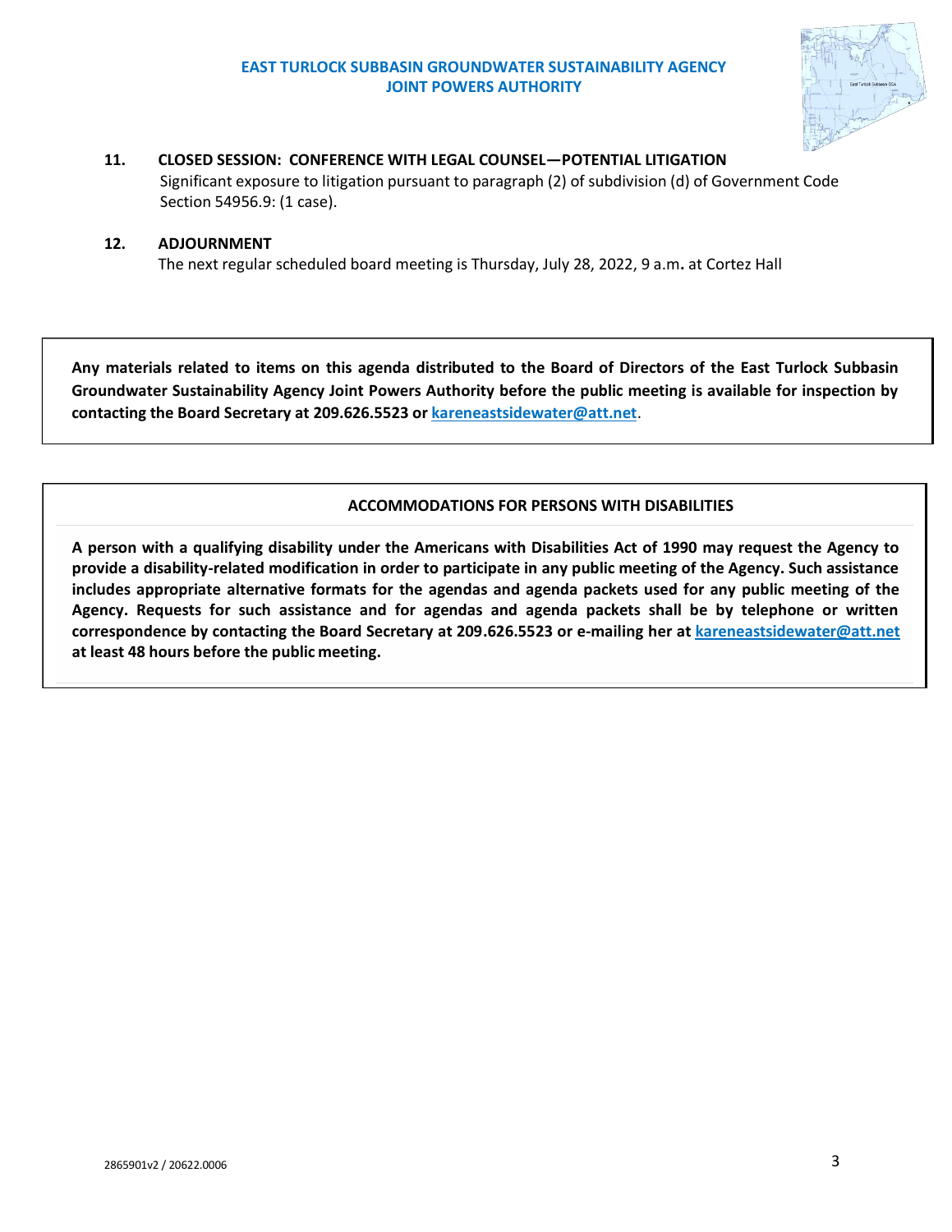**11. CLOSED SESSION: CONFERENCE WITH LEGAL COUNSEL—POTENTIAL LITIGATION**

Significant exposure to litigation pursuant to paragraph (2) of subdivision (d) of Government Code Section 54956.9: (1 case).

**12. ADJOURNMENT**

The next regular scheduled board meeting is Thursday, July 28, 2022, 9 a.m**.** at Cortez Hall

**Any materials related to items on this agenda distributed to the Board of Directors of the East Turlock Subbasin Groundwater Sustainability Agency Joint Powers Authority before the public meeting is available for inspection by contacting the Board Secretary at 209.626.5523 or [kareneastsidewater@att.net](mailto:kareneastsidewater@att.net)**.

**ACCOMMODATIONS FOR PERSONS WITH DISABILITIES**

**A person with a qualifying disability under the Americans with Disabilities Act of 1990 may request the Agency to provide a disability-related modification in order to participate in any public meeting of the Agency. Such assistance includes appropriate alternative formats for the agendas and agenda packets used for any public meeting of the Agency. Requests for such assistance and for agendas and agenda packets shall be by telephone or written correspondence by contacting the Board Secretary at 209.626.5523 or e-mailing her at [kareneastsidewater@att.net](mailto:kareneastsidewater@att.net) at least 48 hours before the public meeting.**

2865901v2 / 20622.0006